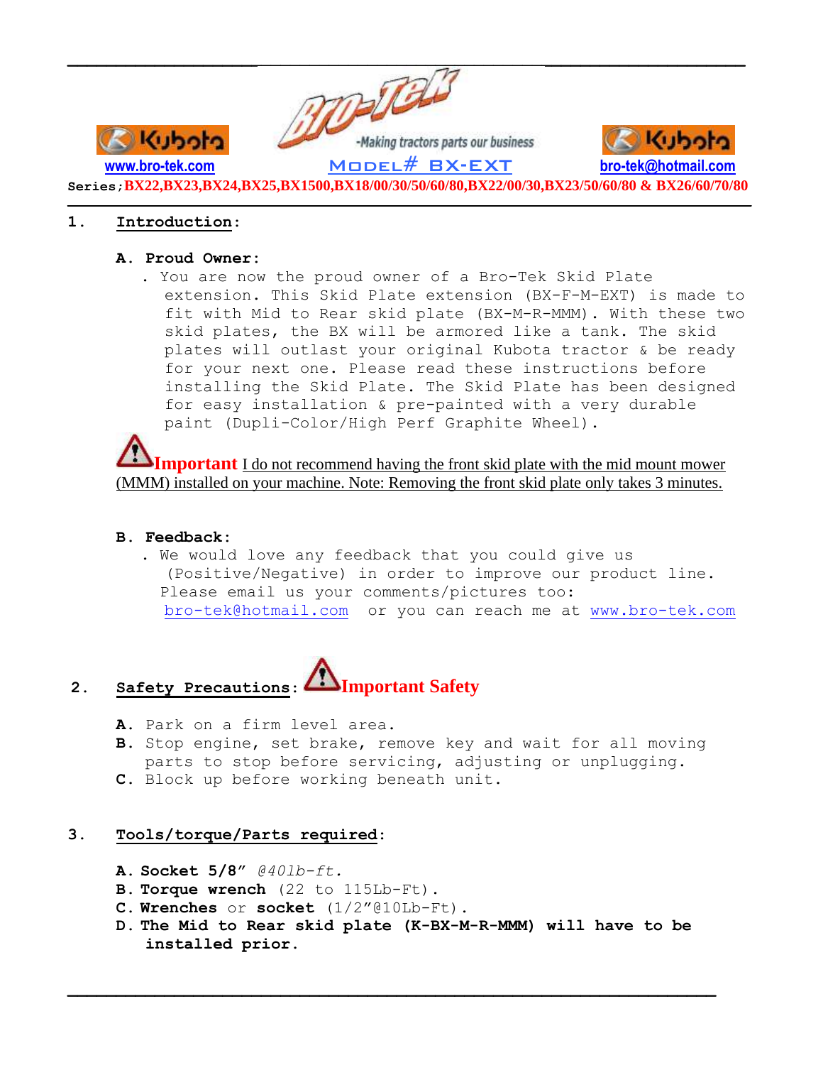Bro-Tek -Making tractors parts our business

Kubota

[www.bro-tek.com](http://www.bro-tek.com) **Model# BX-EXT** [bro-tek@hotmail.com](mailto:bro-tek@hotmail.com)

**Series;BX22,BX23,BX24,BX25,BX1500,BX18/00/30/50/60/80,BX22/00/30,BX23/50/60/80 & BX26/60/70/80**

## 1. Introduction:

### A. Proud Owner:

. You are now the proud owner of a Bro-Tek Skid Plate extension. This Skid Plate extension (BX-F-M-EXT) is made to fit with Mid to Rear skid plate (BX-M-R-MMM). With these two skid plates, the BX will be armored like a tank. The skid plates will outlast your original Kubota tractor & be ready for your next one. Please read these instructions before installing the Skid Plate. The Skid Plate has been designed for easy installation & pre-painted with a very durable paint (Dupli-Color/High Perf Graphite Wheel).

**Important** I do not recommend having the front skid plate with the mid mount mower (MMM) installed on your machine. Note: Removing the front skid plate only takes 3 minutes.

### B. Feedback:

. We would love any feedback that you could give us (Positive/Negative) in order to improve our product line. Please email us your comments/pictures too: [bro-tek@hotmail.com](mailto:bro-tek@hotmail.com) or you can reach me at [www.bro-tek.com](http://www.bro-tek.com)

## 2. Safety Precautions: Important Safety

**A.** Park on a firm level area.
**B.** Stop engine, set brake, remove key and wait for all moving parts to stop before servicing, adjusting or unplugging.
**C.** Block up before working beneath unit.

## 3. Tools/torque/Parts required:

**A. Socket 5/8"** *@40lb-ft.*
**B. Torque wrench** (22 to 115Lb-Ft).
**C. Wrenches** or **socket** (1/2"@10Lb-Ft).
**D. The Mid to Rear skid plate (K-BX-M-R-MMM) will have to be installed prior.**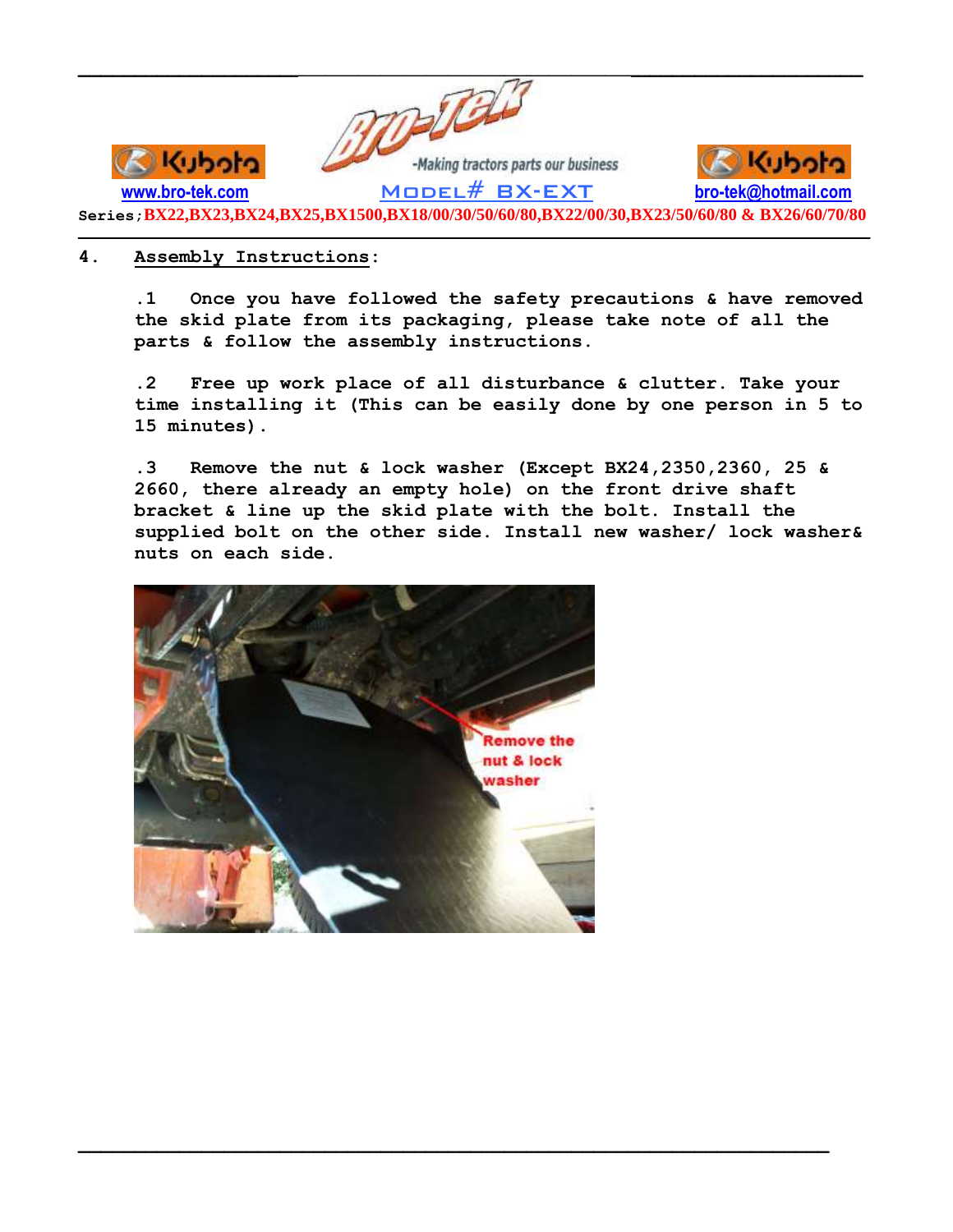## 4. Assembly Instructions:

.1 Once you have followed the safety precautions & have removed the skid plate from its packaging, please take note of all the parts & follow the assembly instructions.

.2 Free up work place of all disturbance & clutter. Take your time installing it (This can be easily done by one person in 5 to 15 minutes).

.3 Remove the nut & lock washer (Except BX24,2350,2360, 25 & 2660, there already an empty hole) on the front drive shaft bracket & line up the skid plate with the bolt. Install the supplied bolt on the other side. Install new washer/ lock washer& nuts on each side.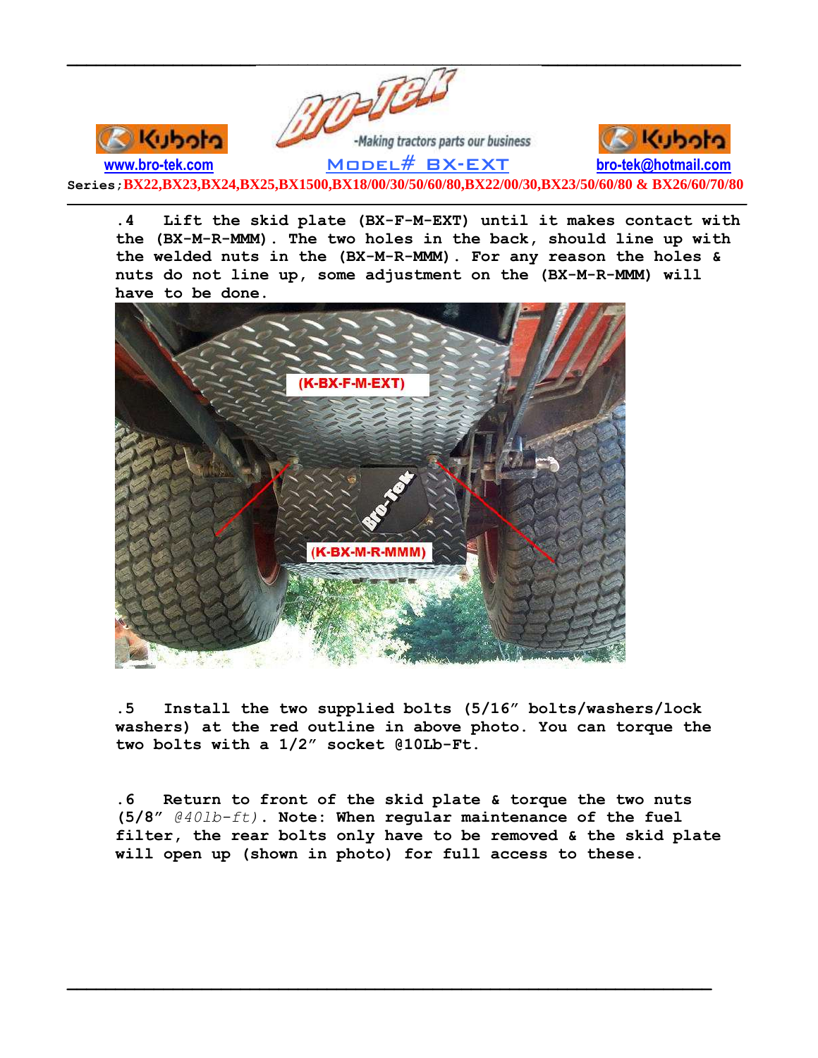.4 Lift the skid plate (BX-F-M-EXT) until it makes contact with the (BX-M-R-MMM). The two holes in the back, should line up with the welded nuts in the (BX-M-R-MMM). For any reason the holes & nuts do not line up, some adjustment on the (BX-M-R-MMM) will have to be done.

.5 Install the two supplied bolts (5/16" bolts/washers/lock washers) at the red outline in above photo. You can torque the two bolts with a 1/2" socket @10Lb-Ft.

.6 Return to front of the skid plate & torque the two nuts (5/8" *@40lb-ft)*. Note: When regular maintenance of the fuel filter, the rear bolts only have to be removed & the skid plate will open up (shown in photo) for full access to these.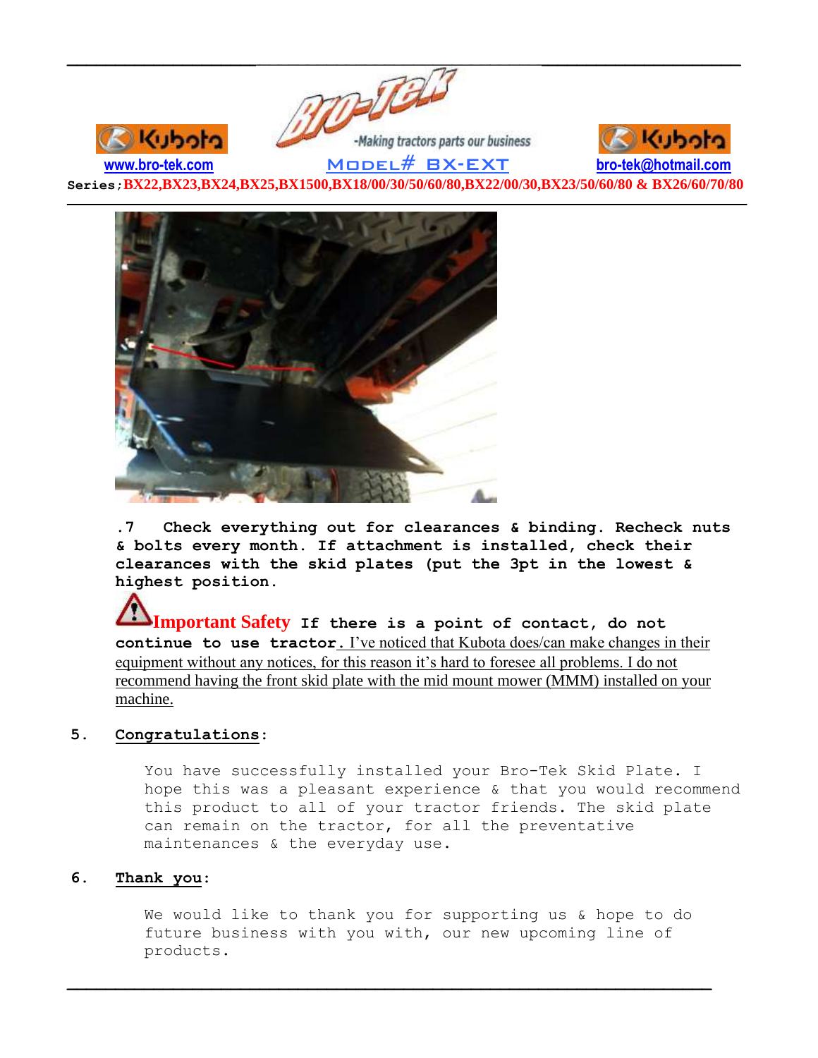**.7 Check everything out for clearances & binding. Recheck nuts & bolts every month. If attachment is installed, check their clearances with the skid plates (put the 3pt in the lowest & highest position.**

**Important Safety If there is a point of contact, do not continue to use tractor**. I've noticed that Kubota does/can make changes in their equipment without any notices, for this reason it's hard to foresee all problems. I do not recommend having the front skid plate with the mid mount mower (MMM) installed on your machine.

## 5. Congratulations:

You have successfully installed your Bro-Tek Skid Plate. I hope this was a pleasant experience & that you would recommend this product to all of your tractor friends. The skid plate can remain on the tractor, for all the preventative maintenances & the everyday use.

## 6. Thank you:

We would like to thank you for supporting us & hope to do future business with you with, our new upcoming line of products.